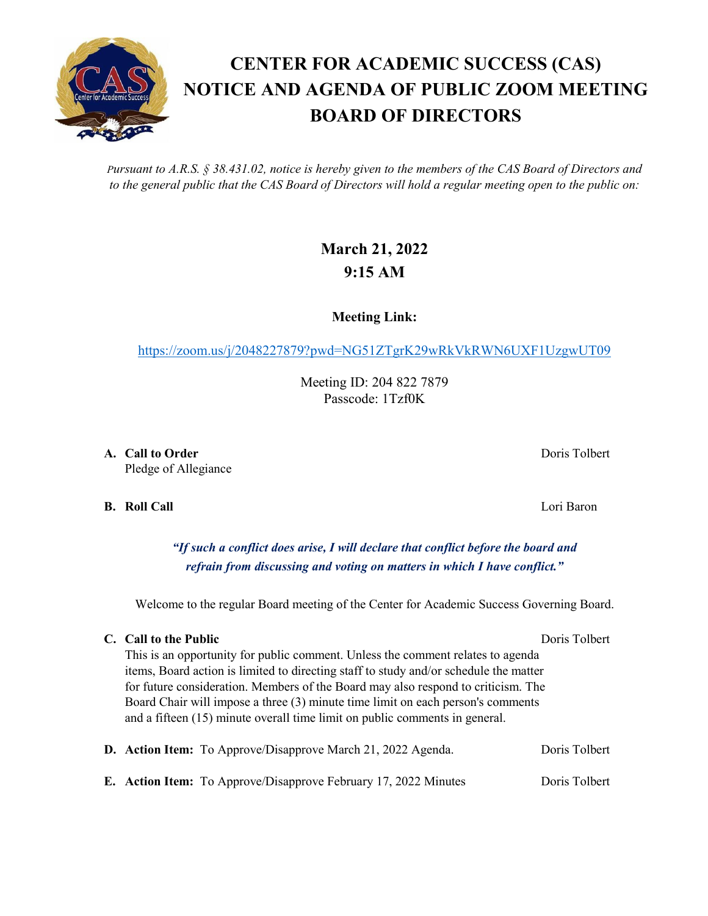# CENTER FOR ACADEMIC SUCCESS (CAS) NOTICE AND AGENDA OF PUBLIC ZOOM MEETING BOARD OF DIRECTORS

*Pursuant to A.R.S. § 38.431.02, notice is hereby given to the members of the CAS Board of Directors and to the general public that the CAS Board of Directors will hold a regular meeting open to the public on:*

**March 21, 2022**
**9:15 AM**

**Meeting Link:**

https://zoom.us/j/2048227879?pwd=NG51ZTgrK29wRkVkRWN6UXF1UzgwUT09

Meeting ID: 204 822 7879
Passcode: 1Tzf0K

**A. Call to Order** — Doris Tolbert
Pledge of Allegiance

**B. Roll Call** — Lori Baron

***"If such a conflict does arise, I will declare that conflict before the board and refrain from discussing and voting on matters in which I have conflict."***

Welcome to the regular Board meeting of the Center for Academic Success Governing Board.

**C. Call to the Public** — Doris Tolbert
This is an opportunity for public comment. Unless the comment relates to agenda items, Board action is limited to directing staff to study and/or schedule the matter for future consideration. Members of the Board may also respond to criticism. The Board Chair will impose a three (3) minute time limit on each person's comments and a fifteen (15) minute overall time limit on public comments in general.

**D. Action Item:** To Approve/Disapprove March 21, 2022 Agenda. — Doris Tolbert

**E. Action Item:** To Approve/Disapprove February 17, 2022 Minutes — Doris Tolbert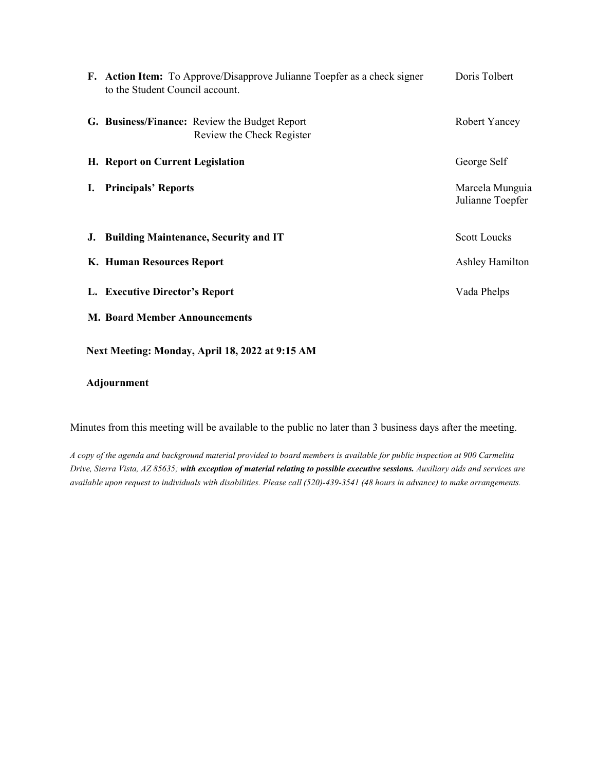**F. Action Item:** To Approve/Disapprove Julianne Toepfer as a check signer to the Student Council account. — Doris Tolbert

**G. Business/Finance:** Review the Budget Report
Review the Check Register — Robert Yancey

**H. Report on Current Legislation** — George Self

**I. Principals' Reports** — Marcela Munguia, Julianne Toepfer

**J. Building Maintenance, Security and IT** — Scott Loucks

**K. Human Resources Report** — Ashley Hamilton

**L. Executive Director's Report** — Vada Phelps

**M. Board Member Announcements**

**Next Meeting: Monday, April 18, 2022 at 9:15 AM**

**Adjournment**

Minutes from this meeting will be available to the public no later than 3 business days after the meeting.

*A copy of the agenda and background material provided to board members is available for public inspection at 900 Carmelita Drive, Sierra Vista, AZ 85635;* ***with exception of material relating to possible executive sessions.*** *Auxiliary aids and services are available upon request to individuals with disabilities. Please call (520)-439-3541 (48 hours in advance) to make arrangements.*